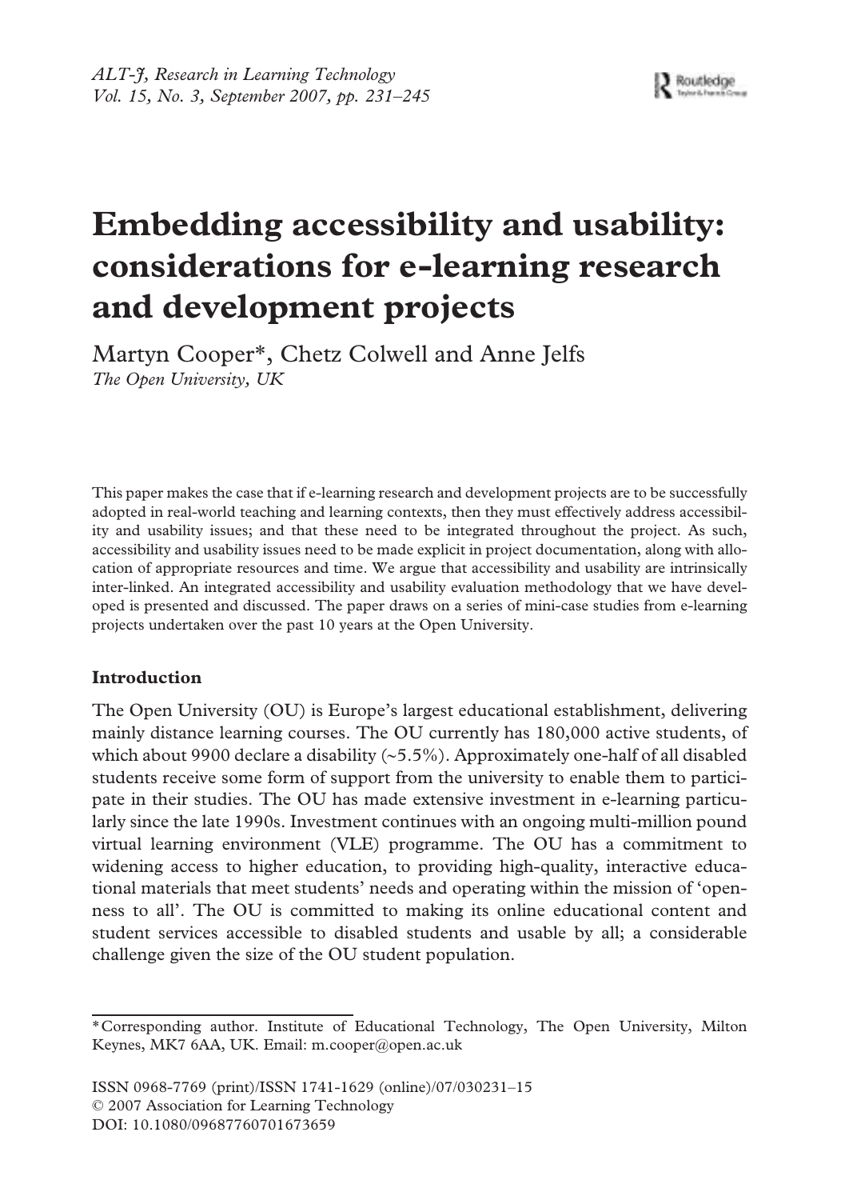# Embedding accessibility and usability: considerations for e-learning research and development projects

Martyn Cooper*, Chetz Colwell and Anne Jelfs

*The Open University, UK*

This paper makes the case that if e-learning research and development projects are to be successfully adopted in real-world teaching and learning contexts, then they must effectively address accessibility and usability issues; and that these need to be integrated throughout the project. As such, accessibility and usability issues need to be made explicit in project documentation, along with allocation of appropriate resources and time. We argue that accessibility and usability are intrinsically inter-linked. An integrated accessibility and usability evaluation methodology that we have developed is presented and discussed. The paper draws on a series of mini-case studies from e-learning projects undertaken over the past 10 years at the Open University.

## Introduction

The Open University (OU) is Europe's largest educational establishment, delivering mainly distance learning courses. The OU currently has 180,000 active students, of which about 9900 declare a disability (~5.5%). Approximately one-half of all disabled students receive some form of support from the university to enable them to participate in their studies. The OU has made extensive investment in e-learning particularly since the late 1990s. Investment continues with an ongoing multi-million pound virtual learning environment (VLE) programme. The OU has a commitment to widening access to higher education, to providing high-quality, interactive educational materials that meet students' needs and operating within the mission of 'openness to all'. The OU is committed to making its online educational content and student services accessible to disabled students and usable by all; a considerable challenge given the size of the OU student population.

*Corresponding author. Institute of Educational Technology, The Open University, Milton Keynes, MK7 6AA, UK. Email: m.cooper@open.ac.uk

ISSN 0968-7769 (print)/ISSN 1741-1629 (online)/07/030231–15
© 2007 Association for Learning Technology
DOI: 10.1080/09687760701673659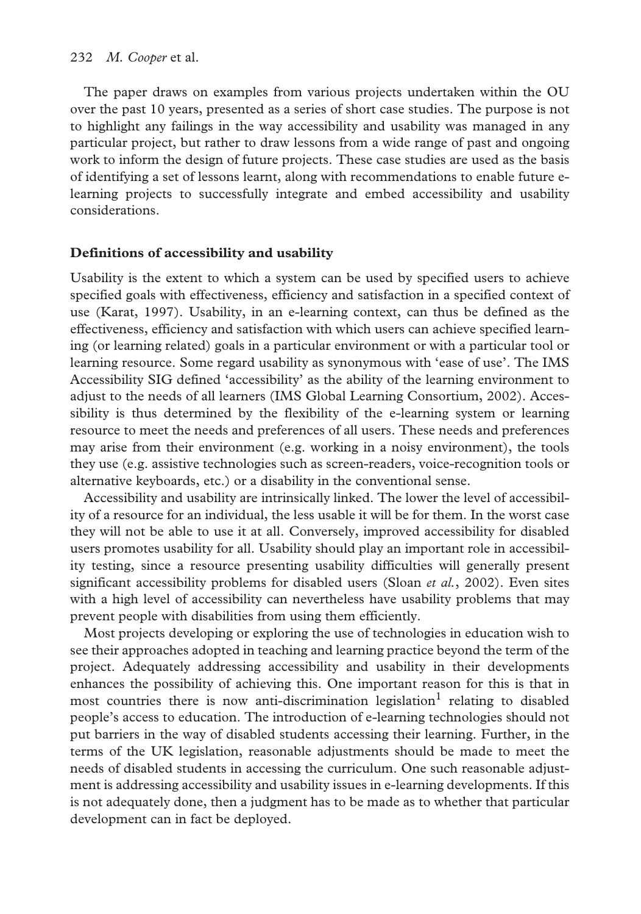The paper draws on examples from various projects undertaken within the OU over the past 10 years, presented as a series of short case studies. The purpose is not to highlight any failings in the way accessibility and usability was managed in any particular project, but rather to draw lessons from a wide range of past and ongoing work to inform the design of future projects. These case studies are used as the basis of identifying a set of lessons learnt, along with recommendations to enable future e-learning projects to successfully integrate and embed accessibility and usability considerations.

## Definitions of accessibility and usability

Usability is the extent to which a system can be used by specified users to achieve specified goals with effectiveness, efficiency and satisfaction in a specified context of use (Karat, 1997). Usability, in an e-learning context, can thus be defined as the effectiveness, efficiency and satisfaction with which users can achieve specified learning (or learning related) goals in a particular environment or with a particular tool or learning resource. Some regard usability as synonymous with 'ease of use'. The IMS Accessibility SIG defined 'accessibility' as the ability of the learning environment to adjust to the needs of all learners (IMS Global Learning Consortium, 2002). Accessibility is thus determined by the flexibility of the e-learning system or learning resource to meet the needs and preferences of all users. These needs and preferences may arise from their environment (e.g. working in a noisy environment), the tools they use (e.g. assistive technologies such as screen-readers, voice-recognition tools or alternative keyboards, etc.) or a disability in the conventional sense.

Accessibility and usability are intrinsically linked. The lower the level of accessibility of a resource for an individual, the less usable it will be for them. In the worst case they will not be able to use it at all. Conversely, improved accessibility for disabled users promotes usability for all. Usability should play an important role in accessibility testing, since a resource presenting usability difficulties will generally present significant accessibility problems for disabled users (Sloan *et al.*, 2002). Even sites with a high level of accessibility can nevertheless have usability problems that may prevent people with disabilities from using them efficiently.

Most projects developing or exploring the use of technologies in education wish to see their approaches adopted in teaching and learning practice beyond the term of the project. Adequately addressing accessibility and usability in their developments enhances the possibility of achieving this. One important reason for this is that in most countries there is now anti-discrimination legislation[1] relating to disabled people's access to education. The introduction of e-learning technologies should not put barriers in the way of disabled students accessing their learning. Further, in the terms of the UK legislation, reasonable adjustments should be made to meet the needs of disabled students in accessing the curriculum. One such reasonable adjustment is addressing accessibility and usability issues in e-learning developments. If this is not adequately done, then a judgment has to be made as to whether that particular development can in fact be deployed.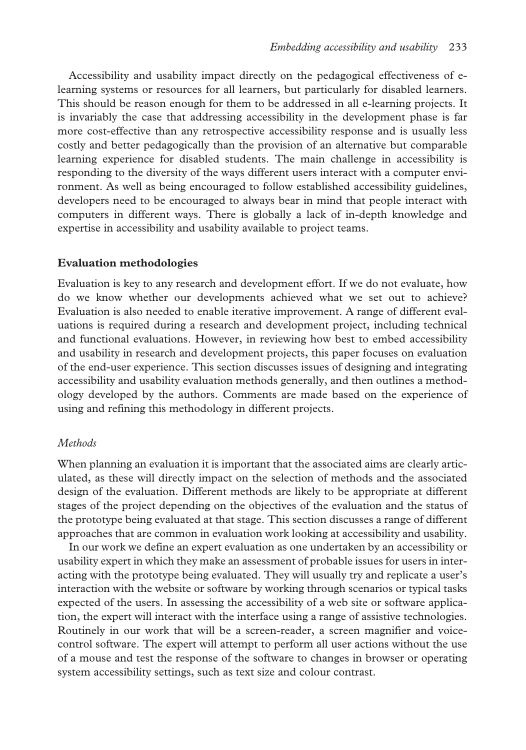Accessibility and usability impact directly on the pedagogical effectiveness of e-learning systems or resources for all learners, but particularly for disabled learners. This should be reason enough for them to be addressed in all e-learning projects. It is invariably the case that addressing accessibility in the development phase is far more cost-effective than any retrospective accessibility response and is usually less costly and better pedagogically than the provision of an alternative but comparable learning experience for disabled students. The main challenge in accessibility is responding to the diversity of the ways different users interact with a computer environment. As well as being encouraged to follow established accessibility guidelines, developers need to be encouraged to always bear in mind that people interact with computers in different ways. There is globally a lack of in-depth knowledge and expertise in accessibility and usability available to project teams.

## Evaluation methodologies

Evaluation is key to any research and development effort. If we do not evaluate, how do we know whether our developments achieved what we set out to achieve? Evaluation is also needed to enable iterative improvement. A range of different evaluations is required during a research and development project, including technical and functional evaluations. However, in reviewing how best to embed accessibility and usability in research and development projects, this paper focuses on evaluation of the end-user experience. This section discusses issues of designing and integrating accessibility and usability evaluation methods generally, and then outlines a methodology developed by the authors. Comments are made based on the experience of using and refining this methodology in different projects.

### *Methods*

When planning an evaluation it is important that the associated aims are clearly articulated, as these will directly impact on the selection of methods and the associated design of the evaluation. Different methods are likely to be appropriate at different stages of the project depending on the objectives of the evaluation and the status of the prototype being evaluated at that stage. This section discusses a range of different approaches that are common in evaluation work looking at accessibility and usability.

In our work we define an expert evaluation as one undertaken by an accessibility or usability expert in which they make an assessment of probable issues for users in interacting with the prototype being evaluated. They will usually try and replicate a user's interaction with the website or software by working through scenarios or typical tasks expected of the users. In assessing the accessibility of a web site or software application, the expert will interact with the interface using a range of assistive technologies. Routinely in our work that will be a screen-reader, a screen magnifier and voice-control software. The expert will attempt to perform all user actions without the use of a mouse and test the response of the software to changes in browser or operating system accessibility settings, such as text size and colour contrast.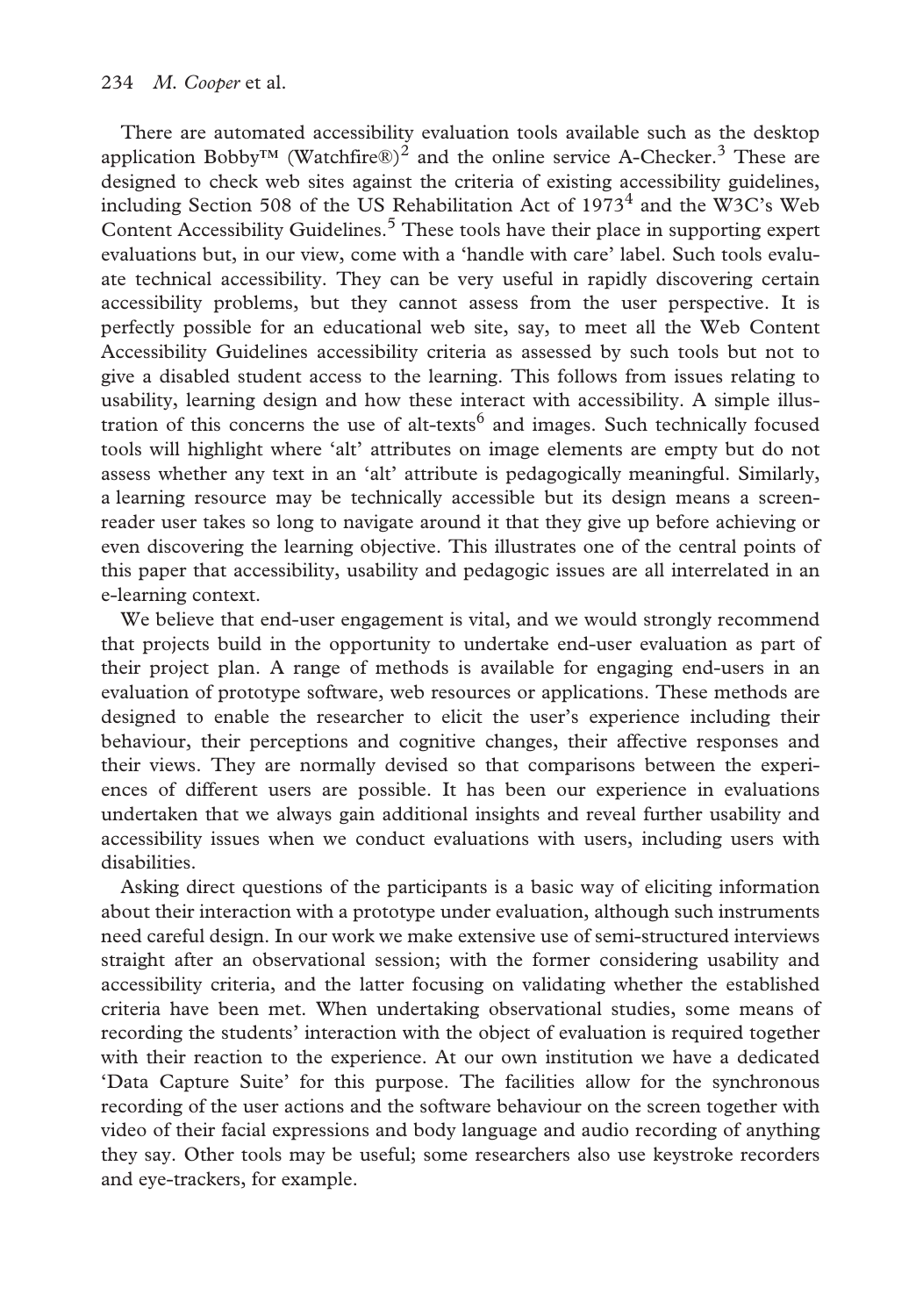There are automated accessibility evaluation tools available such as the desktop application Bobby™ (Watchfire®)[2] and the online service A-Checker.[3] These are designed to check web sites against the criteria of existing accessibility guidelines, including Section 508 of the US Rehabilitation Act of 1973[4] and the W3C's Web Content Accessibility Guidelines.[5] These tools have their place in supporting expert evaluations but, in our view, come with a 'handle with care' label. Such tools evaluate technical accessibility. They can be very useful in rapidly discovering certain accessibility problems, but they cannot assess from the user perspective. It is perfectly possible for an educational web site, say, to meet all the Web Content Accessibility Guidelines accessibility criteria as assessed by such tools but not to give a disabled student access to the learning. This follows from issues relating to usability, learning design and how these interact with accessibility. A simple illustration of this concerns the use of alt-texts[6] and images. Such technically focused tools will highlight where 'alt' attributes on image elements are empty but do not assess whether any text in an 'alt' attribute is pedagogically meaningful. Similarly, a learning resource may be technically accessible but its design means a screen-reader user takes so long to navigate around it that they give up before achieving or even discovering the learning objective. This illustrates one of the central points of this paper that accessibility, usability and pedagogic issues are all interrelated in an e-learning context.

We believe that end-user engagement is vital, and we would strongly recommend that projects build in the opportunity to undertake end-user evaluation as part of their project plan. A range of methods is available for engaging end-users in an evaluation of prototype software, web resources or applications. These methods are designed to enable the researcher to elicit the user's experience including their behaviour, their perceptions and cognitive changes, their affective responses and their views. They are normally devised so that comparisons between the experiences of different users are possible. It has been our experience in evaluations undertaken that we always gain additional insights and reveal further usability and accessibility issues when we conduct evaluations with users, including users with disabilities.

Asking direct questions of the participants is a basic way of eliciting information about their interaction with a prototype under evaluation, although such instruments need careful design. In our work we make extensive use of semi-structured interviews straight after an observational session; with the former considering usability and accessibility criteria, and the latter focusing on validating whether the established criteria have been met. When undertaking observational studies, some means of recording the students' interaction with the object of evaluation is required together with their reaction to the experience. At our own institution we have a dedicated 'Data Capture Suite' for this purpose. The facilities allow for the synchronous recording of the user actions and the software behaviour on the screen together with video of their facial expressions and body language and audio recording of anything they say. Other tools may be useful; some researchers also use keystroke recorders and eye-trackers, for example.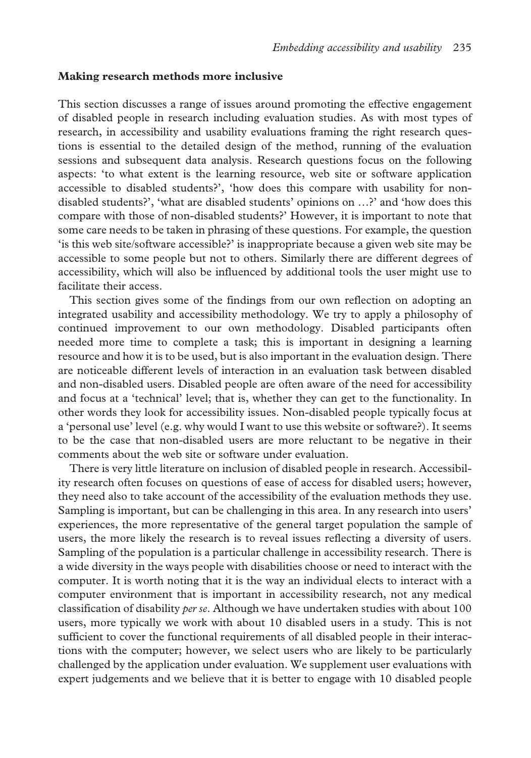## Making research methods more inclusive

This section discusses a range of issues around promoting the effective engagement of disabled people in research including evaluation studies. As with most types of research, in accessibility and usability evaluations framing the right research questions is essential to the detailed design of the method, running of the evaluation sessions and subsequent data analysis. Research questions focus on the following aspects: 'to what extent is the learning resource, web site or software application accessible to disabled students?', 'how does this compare with usability for non-disabled students?', 'what are disabled students' opinions on …?' and 'how does this compare with those of non-disabled students?' However, it is important to note that some care needs to be taken in phrasing of these questions. For example, the question 'is this web site/software accessible?' is inappropriate because a given web site may be accessible to some people but not to others. Similarly there are different degrees of accessibility, which will also be influenced by additional tools the user might use to facilitate their access.

This section gives some of the findings from our own reflection on adopting an integrated usability and accessibility methodology. We try to apply a philosophy of continued improvement to our own methodology. Disabled participants often needed more time to complete a task; this is important in designing a learning resource and how it is to be used, but is also important in the evaluation design. There are noticeable different levels of interaction in an evaluation task between disabled and non-disabled users. Disabled people are often aware of the need for accessibility and focus at a 'technical' level; that is, whether they can get to the functionality. In other words they look for accessibility issues. Non-disabled people typically focus at a 'personal use' level (e.g. why would I want to use this website or software?). It seems to be the case that non-disabled users are more reluctant to be negative in their comments about the web site or software under evaluation.

There is very little literature on inclusion of disabled people in research. Accessibility research often focuses on questions of ease of access for disabled users; however, they need also to take account of the accessibility of the evaluation methods they use. Sampling is important, but can be challenging in this area. In any research into users' experiences, the more representative of the general target population the sample of users, the more likely the research is to reveal issues reflecting a diversity of users. Sampling of the population is a particular challenge in accessibility research. There is a wide diversity in the ways people with disabilities choose or need to interact with the computer. It is worth noting that it is the way an individual elects to interact with a computer environment that is important in accessibility research, not any medical classification of disability *per se*. Although we have undertaken studies with about 100 users, more typically we work with about 10 disabled users in a study. This is not sufficient to cover the functional requirements of all disabled people in their interactions with the computer; however, we select users who are likely to be particularly challenged by the application under evaluation. We supplement user evaluations with expert judgements and we believe that it is better to engage with 10 disabled people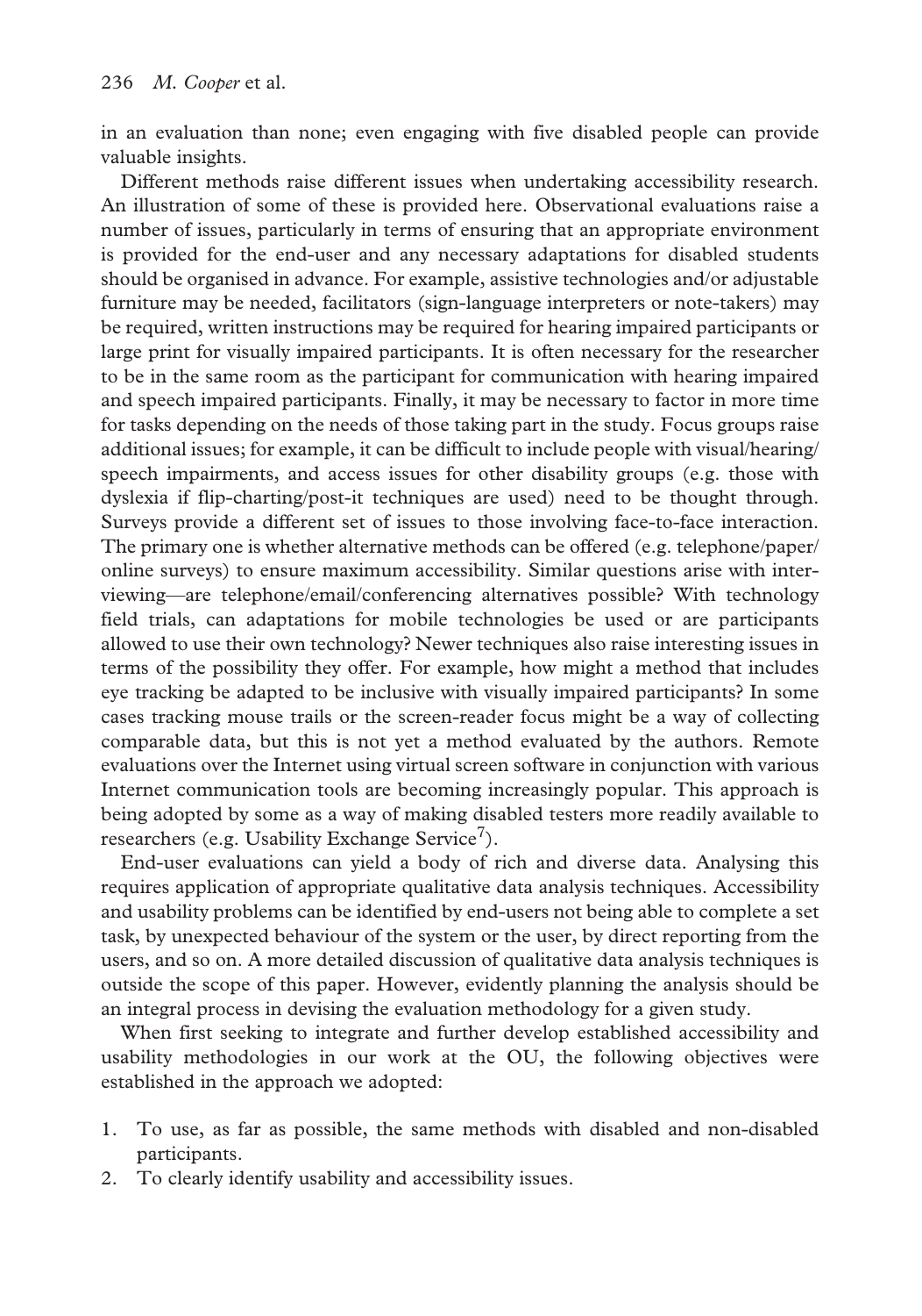in an evaluation than none; even engaging with five disabled people can provide valuable insights.

Different methods raise different issues when undertaking accessibility research. An illustration of some of these is provided here. Observational evaluations raise a number of issues, particularly in terms of ensuring that an appropriate environment is provided for the end-user and any necessary adaptations for disabled students should be organised in advance. For example, assistive technologies and/or adjustable furniture may be needed, facilitators (sign-language interpreters or note-takers) may be required, written instructions may be required for hearing impaired participants or large print for visually impaired participants. It is often necessary for the researcher to be in the same room as the participant for communication with hearing impaired and speech impaired participants. Finally, it may be necessary to factor in more time for tasks depending on the needs of those taking part in the study. Focus groups raise additional issues; for example, it can be difficult to include people with visual/hearing/speech impairments, and access issues for other disability groups (e.g. those with dyslexia if flip-charting/post-it techniques are used) need to be thought through. Surveys provide a different set of issues to those involving face-to-face interaction. The primary one is whether alternative methods can be offered (e.g. telephone/paper/online surveys) to ensure maximum accessibility. Similar questions arise with interviewing—are telephone/email/conferencing alternatives possible? With technology field trials, can adaptations for mobile technologies be used or are participants allowed to use their own technology? Newer techniques also raise interesting issues in terms of the possibility they offer. For example, how might a method that includes eye tracking be adapted to be inclusive with visually impaired participants? In some cases tracking mouse trails or the screen-reader focus might be a way of collecting comparable data, but this is not yet a method evaluated by the authors. Remote evaluations over the Internet using virtual screen software in conjunction with various Internet communication tools are becoming increasingly popular. This approach is being adopted by some as a way of making disabled testers more readily available to researchers (e.g. Usability Exchange Service[7]).

End-user evaluations can yield a body of rich and diverse data. Analysing this requires application of appropriate qualitative data analysis techniques. Accessibility and usability problems can be identified by end-users not being able to complete a set task, by unexpected behaviour of the system or the user, by direct reporting from the users, and so on. A more detailed discussion of qualitative data analysis techniques is outside the scope of this paper. However, evidently planning the analysis should be an integral process in devising the evaluation methodology for a given study.

When first seeking to integrate and further develop established accessibility and usability methodologies in our work at the OU, the following objectives were established in the approach we adopted:

1. To use, as far as possible, the same methods with disabled and non-disabled participants.
2. To clearly identify usability and accessibility issues.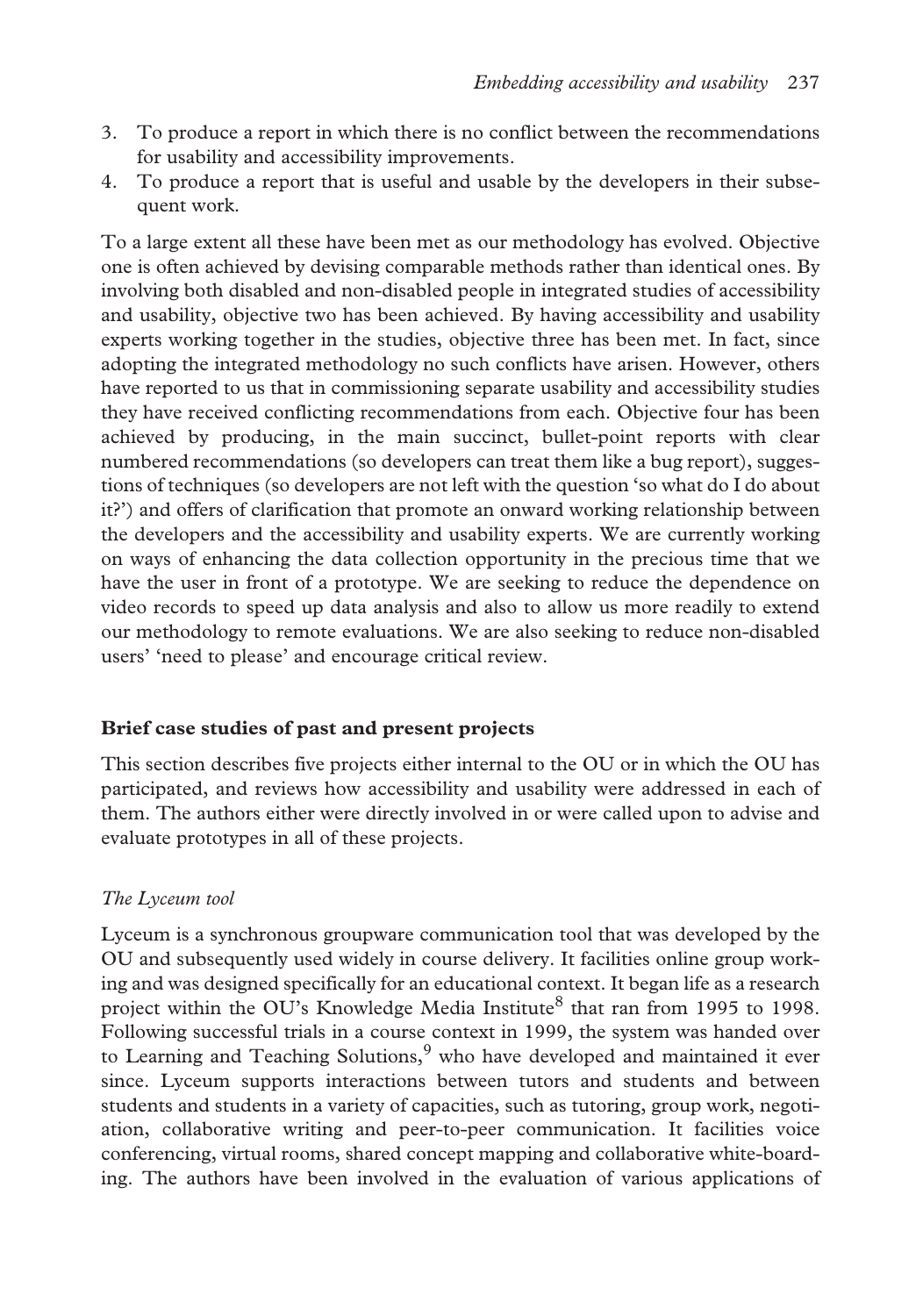3. To produce a report in which there is no conflict between the recommendations for usability and accessibility improvements.
4. To produce a report that is useful and usable by the developers in their subsequent work.

To a large extent all these have been met as our methodology has evolved. Objective one is often achieved by devising comparable methods rather than identical ones. By involving both disabled and non-disabled people in integrated studies of accessibility and usability, objective two has been achieved. By having accessibility and usability experts working together in the studies, objective three has been met. In fact, since adopting the integrated methodology no such conflicts have arisen. However, others have reported to us that in commissioning separate usability and accessibility studies they have received conflicting recommendations from each. Objective four has been achieved by producing, in the main succinct, bullet-point reports with clear numbered recommendations (so developers can treat them like a bug report), suggestions of techniques (so developers are not left with the question 'so what do I do about it?') and offers of clarification that promote an onward working relationship between the developers and the accessibility and usability experts. We are currently working on ways of enhancing the data collection opportunity in the precious time that we have the user in front of a prototype. We are seeking to reduce the dependence on video records to speed up data analysis and also to allow us more readily to extend our methodology to remote evaluations. We are also seeking to reduce non-disabled users' 'need to please' and encourage critical review.

## Brief case studies of past and present projects

This section describes five projects either internal to the OU or in which the OU has participated, and reviews how accessibility and usability were addressed in each of them. The authors either were directly involved in or were called upon to advise and evaluate prototypes in all of these projects.

### *The Lyceum tool*

Lyceum is a synchronous groupware communication tool that was developed by the OU and subsequently used widely in course delivery. It facilities online group working and was designed specifically for an educational context. It began life as a research project within the OU's Knowledge Media Institute[8] that ran from 1995 to 1998. Following successful trials in a course context in 1999, the system was handed over to Learning and Teaching Solutions,[9] who have developed and maintained it ever since. Lyceum supports interactions between tutors and students and between students and students in a variety of capacities, such as tutoring, group work, negotiation, collaborative writing and peer-to-peer communication. It facilities voice conferencing, virtual rooms, shared concept mapping and collaborative white-boarding. The authors have been involved in the evaluation of various applications of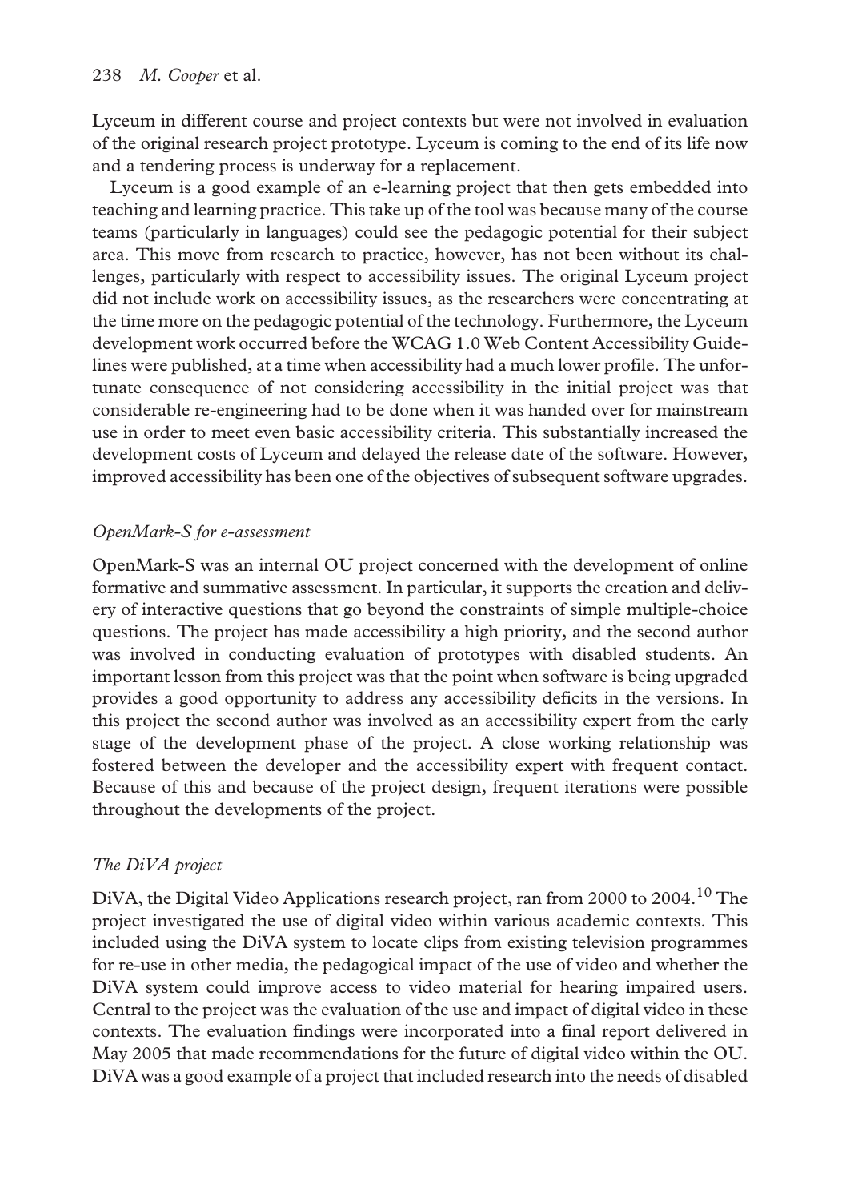Lyceum in different course and project contexts but were not involved in evaluation of the original research project prototype. Lyceum is coming to the end of its life now and a tendering process is underway for a replacement.

Lyceum is a good example of an e-learning project that then gets embedded into teaching and learning practice. This take up of the tool was because many of the course teams (particularly in languages) could see the pedagogic potential for their subject area. This move from research to practice, however, has not been without its challenges, particularly with respect to accessibility issues. The original Lyceum project did not include work on accessibility issues, as the researchers were concentrating at the time more on the pedagogic potential of the technology. Furthermore, the Lyceum development work occurred before the WCAG 1.0 Web Content Accessibility Guidelines were published, at a time when accessibility had a much lower profile. The unfortunate consequence of not considering accessibility in the initial project was that considerable re-engineering had to be done when it was handed over for mainstream use in order to meet even basic accessibility criteria. This substantially increased the development costs of Lyceum and delayed the release date of the software. However, improved accessibility has been one of the objectives of subsequent software upgrades.

### *OpenMark-S for e-assessment*

OpenMark-S was an internal OU project concerned with the development of online formative and summative assessment. In particular, it supports the creation and delivery of interactive questions that go beyond the constraints of simple multiple-choice questions. The project has made accessibility a high priority, and the second author was involved in conducting evaluation of prototypes with disabled students. An important lesson from this project was that the point when software is being upgraded provides a good opportunity to address any accessibility deficits in the versions. In this project the second author was involved as an accessibility expert from the early stage of the development phase of the project. A close working relationship was fostered between the developer and the accessibility expert with frequent contact. Because of this and because of the project design, frequent iterations were possible throughout the developments of the project.

### *The DiVA project*

DiVA, the Digital Video Applications research project, ran from 2000 to 2004.[10] The project investigated the use of digital video within various academic contexts. This included using the DiVA system to locate clips from existing television programmes for re-use in other media, the pedagogical impact of the use of video and whether the DiVA system could improve access to video material for hearing impaired users. Central to the project was the evaluation of the use and impact of digital video in these contexts. The evaluation findings were incorporated into a final report delivered in May 2005 that made recommendations for the future of digital video within the OU. DiVA was a good example of a project that included research into the needs of disabled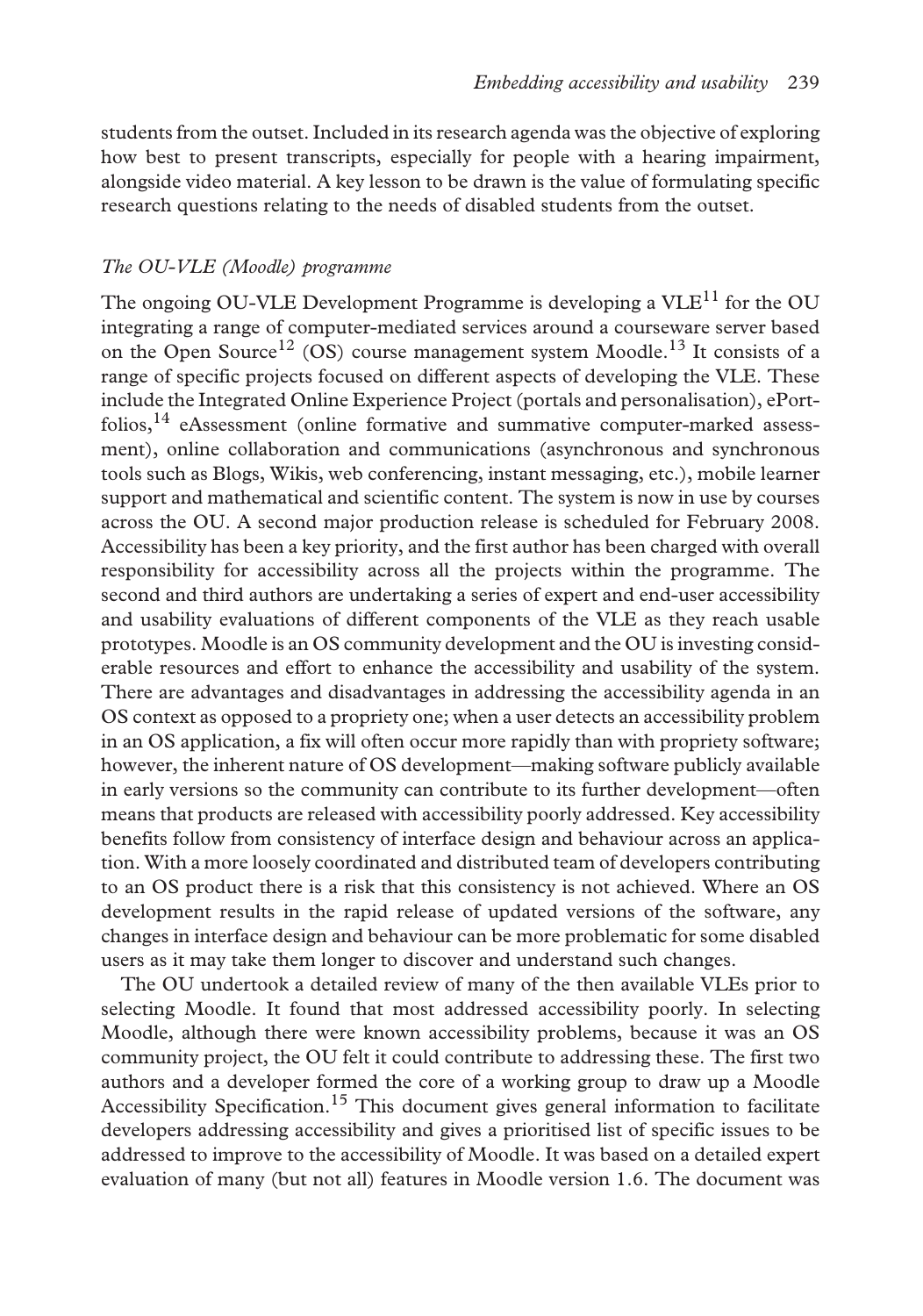students from the outset. Included in its research agenda was the objective of exploring how best to present transcripts, especially for people with a hearing impairment, alongside video material. A key lesson to be drawn is the value of formulating specific research questions relating to the needs of disabled students from the outset.

### *The OU-VLE (Moodle) programme*

The ongoing OU-VLE Development Programme is developing a VLE[11] for the OU integrating a range of computer-mediated services around a courseware server based on the Open Source[12] (OS) course management system Moodle.[13] It consists of a range of specific projects focused on different aspects of developing the VLE. These include the Integrated Online Experience Project (portals and personalisation), ePortfolios,[14] eAssessment (online formative and summative computer-marked assessment), online collaboration and communications (asynchronous and synchronous tools such as Blogs, Wikis, web conferencing, instant messaging, etc.), mobile learner support and mathematical and scientific content. The system is now in use by courses across the OU. A second major production release is scheduled for February 2008. Accessibility has been a key priority, and the first author has been charged with overall responsibility for accessibility across all the projects within the programme. The second and third authors are undertaking a series of expert and end-user accessibility and usability evaluations of different components of the VLE as they reach usable prototypes. Moodle is an OS community development and the OU is investing considerable resources and effort to enhance the accessibility and usability of the system. There are advantages and disadvantages in addressing the accessibility agenda in an OS context as opposed to a propriety one; when a user detects an accessibility problem in an OS application, a fix will often occur more rapidly than with propriety software; however, the inherent nature of OS development—making software publicly available in early versions so the community can contribute to its further development—often means that products are released with accessibility poorly addressed. Key accessibility benefits follow from consistency of interface design and behaviour across an application. With a more loosely coordinated and distributed team of developers contributing to an OS product there is a risk that this consistency is not achieved. Where an OS development results in the rapid release of updated versions of the software, any changes in interface design and behaviour can be more problematic for some disabled users as it may take them longer to discover and understand such changes.

The OU undertook a detailed review of many of the then available VLEs prior to selecting Moodle. It found that most addressed accessibility poorly. In selecting Moodle, although there were known accessibility problems, because it was an OS community project, the OU felt it could contribute to addressing these. The first two authors and a developer formed the core of a working group to draw up a Moodle Accessibility Specification.[15] This document gives general information to facilitate developers addressing accessibility and gives a prioritised list of specific issues to be addressed to improve to the accessibility of Moodle. It was based on a detailed expert evaluation of many (but not all) features in Moodle version 1.6. The document was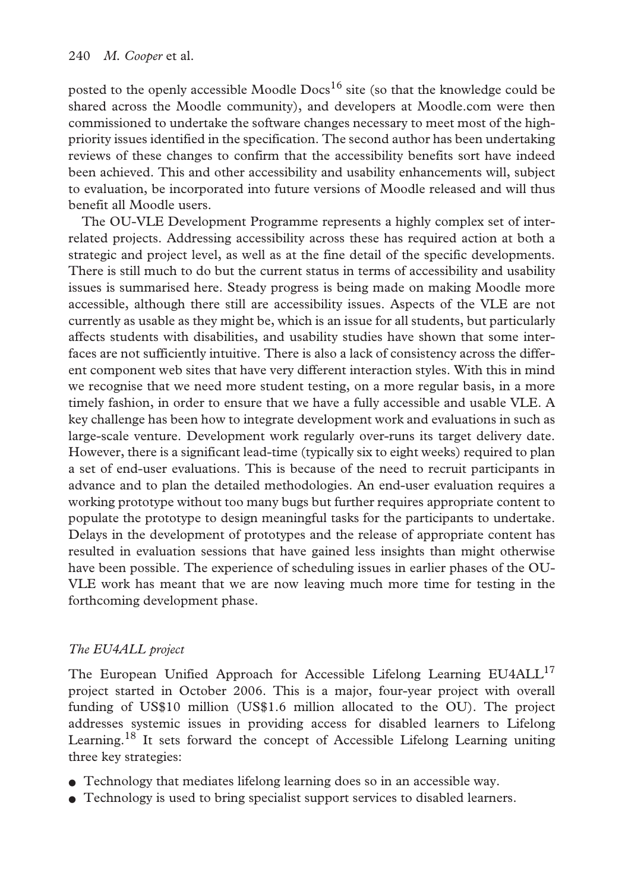posted to the openly accessible Moodle Docs[16] site (so that the knowledge could be shared across the Moodle community), and developers at Moodle.com were then commissioned to undertake the software changes necessary to meet most of the high-priority issues identified in the specification. The second author has been undertaking reviews of these changes to confirm that the accessibility benefits sort have indeed been achieved. This and other accessibility and usability enhancements will, subject to evaluation, be incorporated into future versions of Moodle released and will thus benefit all Moodle users.

The OU-VLE Development Programme represents a highly complex set of inter-related projects. Addressing accessibility across these has required action at both a strategic and project level, as well as at the fine detail of the specific developments. There is still much to do but the current status in terms of accessibility and usability issues is summarised here. Steady progress is being made on making Moodle more accessible, although there still are accessibility issues. Aspects of the VLE are not currently as usable as they might be, which is an issue for all students, but particularly affects students with disabilities, and usability studies have shown that some interfaces are not sufficiently intuitive. There is also a lack of consistency across the different component web sites that have very different interaction styles. With this in mind we recognise that we need more student testing, on a more regular basis, in a more timely fashion, in order to ensure that we have a fully accessible and usable VLE. A key challenge has been how to integrate development work and evaluations in such as large-scale venture. Development work regularly over-runs its target delivery date. However, there is a significant lead-time (typically six to eight weeks) required to plan a set of end-user evaluations. This is because of the need to recruit participants in advance and to plan the detailed methodologies. An end-user evaluation requires a working prototype without too many bugs but further requires appropriate content to populate the prototype to design meaningful tasks for the participants to undertake. Delays in the development of prototypes and the release of appropriate content has resulted in evaluation sessions that have gained less insights than might otherwise have been possible. The experience of scheduling issues in earlier phases of the OU-VLE work has meant that we are now leaving much more time for testing in the forthcoming development phase.

### *The EU4ALL project*

The European Unified Approach for Accessible Lifelong Learning EU4ALL[17] project started in October 2006. This is a major, four-year project with overall funding of US$10 million (US$1.6 million allocated to the OU). The project addresses systemic issues in providing access for disabled learners to Lifelong Learning.[18] It sets forward the concept of Accessible Lifelong Learning uniting three key strategies:

- Technology that mediates lifelong learning does so in an accessible way.
- Technology is used to bring specialist support services to disabled learners.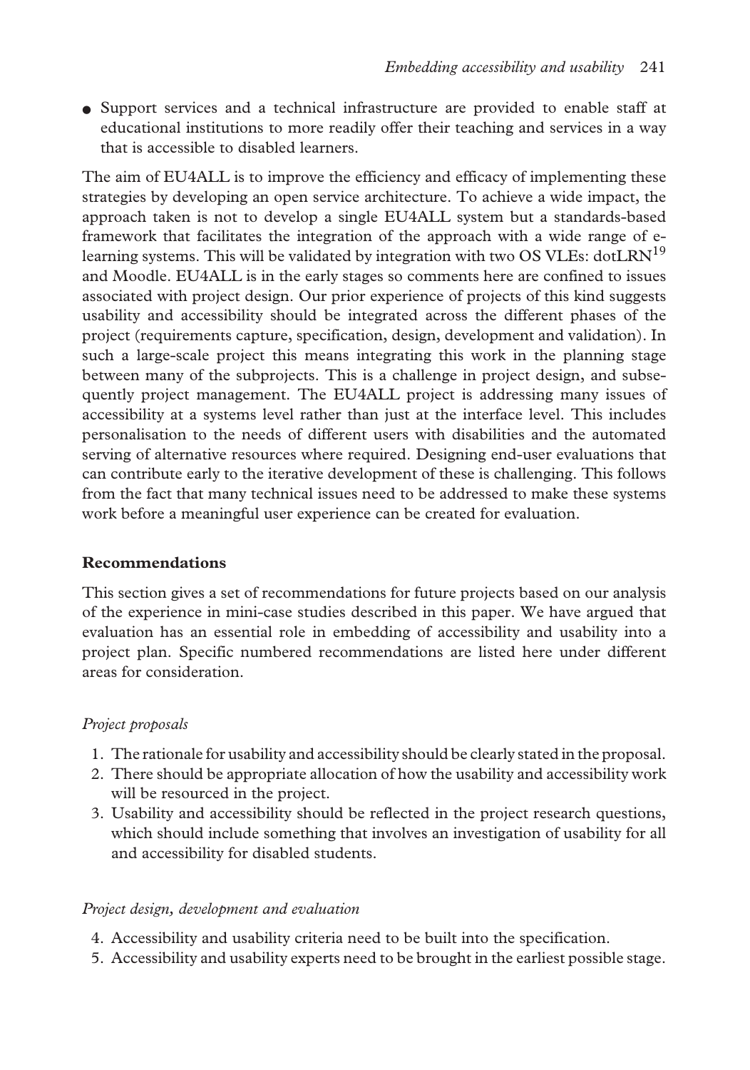- Support services and a technical infrastructure are provided to enable staff at educational institutions to more readily offer their teaching and services in a way that is accessible to disabled learners.

The aim of EU4ALL is to improve the efficiency and efficacy of implementing these strategies by developing an open service architecture. To achieve a wide impact, the approach taken is not to develop a single EU4ALL system but a standards-based framework that facilitates the integration of the approach with a wide range of e-learning systems. This will be validated by integration with two OS VLEs: dotLRN[19] and Moodle. EU4ALL is in the early stages so comments here are confined to issues associated with project design. Our prior experience of projects of this kind suggests usability and accessibility should be integrated across the different phases of the project (requirements capture, specification, design, development and validation). In such a large-scale project this means integrating this work in the planning stage between many of the subprojects. This is a challenge in project design, and subsequently project management. The EU4ALL project is addressing many issues of accessibility at a systems level rather than just at the interface level. This includes personalisation to the needs of different users with disabilities and the automated serving of alternative resources where required. Designing end-user evaluations that can contribute early to the iterative development of these is challenging. This follows from the fact that many technical issues need to be addressed to make these systems work before a meaningful user experience can be created for evaluation.

## Recommendations

This section gives a set of recommendations for future projects based on our analysis of the experience in mini-case studies described in this paper. We have argued that evaluation has an essential role in embedding of accessibility and usability into a project plan. Specific numbered recommendations are listed here under different areas for consideration.

### *Project proposals*

1. The rationale for usability and accessibility should be clearly stated in the proposal.
2. There should be appropriate allocation of how the usability and accessibility work will be resourced in the project.
3. Usability and accessibility should be reflected in the project research questions, which should include something that involves an investigation of usability for all and accessibility for disabled students.

### *Project design, development and evaluation*

4. Accessibility and usability criteria need to be built into the specification.
5. Accessibility and usability experts need to be brought in the earliest possible stage.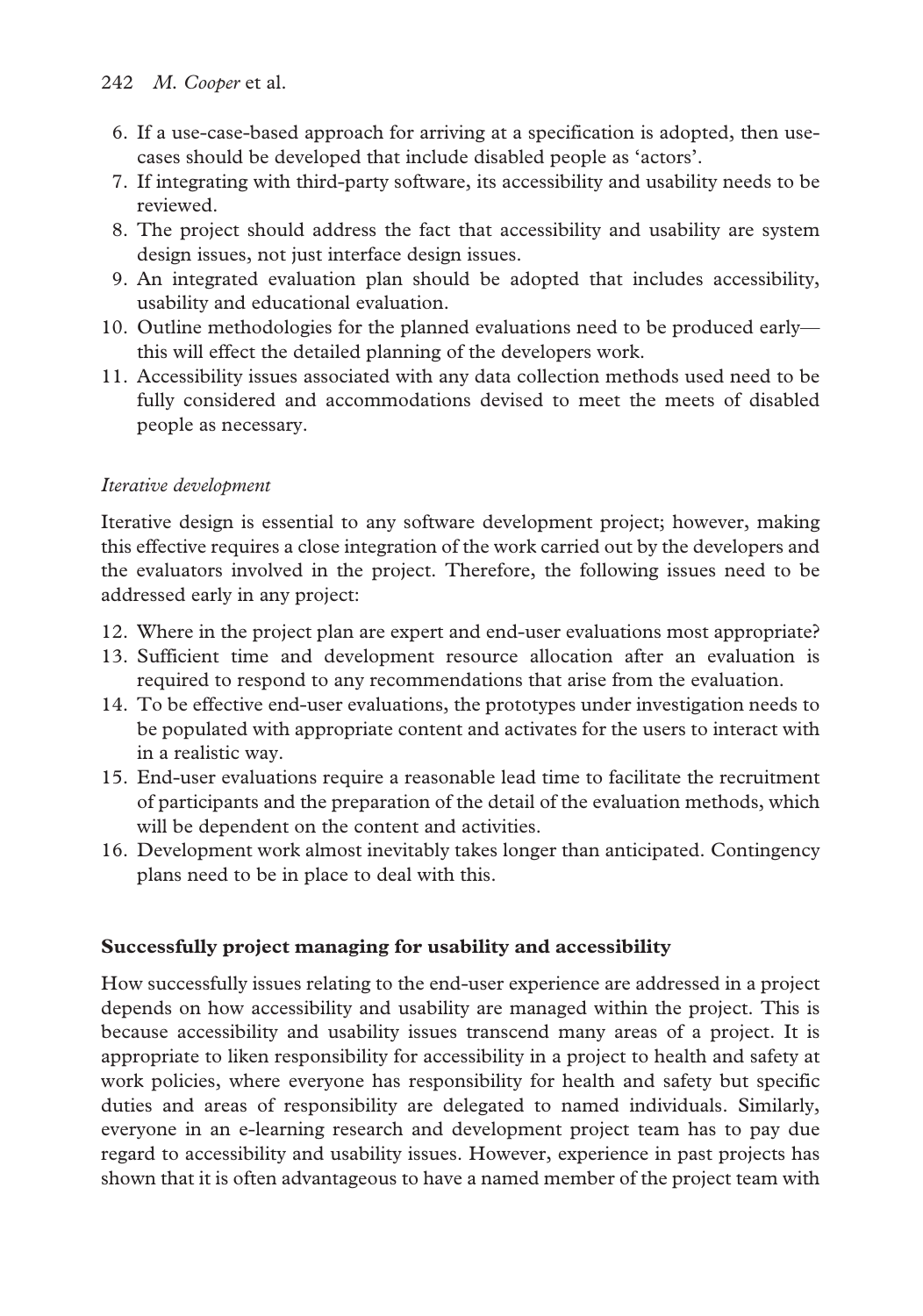6. If a use-case-based approach for arriving at a specification is adopted, then use-cases should be developed that include disabled people as 'actors'.
7. If integrating with third-party software, its accessibility and usability needs to be reviewed.
8. The project should address the fact that accessibility and usability are system design issues, not just interface design issues.
9. An integrated evaluation plan should be adopted that includes accessibility, usability and educational evaluation.
10. Outline methodologies for the planned evaluations need to be produced early—this will effect the detailed planning of the developers work.
11. Accessibility issues associated with any data collection methods used need to be fully considered and accommodations devised to meet the meets of disabled people as necessary.

*Iterative development*

Iterative design is essential to any software development project; however, making this effective requires a close integration of the work carried out by the developers and the evaluators involved in the project. Therefore, the following issues need to be addressed early in any project:

12. Where in the project plan are expert and end-user evaluations most appropriate?
13. Sufficient time and development resource allocation after an evaluation is required to respond to any recommendations that arise from the evaluation.
14. To be effective end-user evaluations, the prototypes under investigation needs to be populated with appropriate content and activates for the users to interact with in a realistic way.
15. End-user evaluations require a reasonable lead time to facilitate the recruitment of participants and the preparation of the detail of the evaluation methods, which will be dependent on the content and activities.
16. Development work almost inevitably takes longer than anticipated. Contingency plans need to be in place to deal with this.

## Successfully project managing for usability and accessibility

How successfully issues relating to the end-user experience are addressed in a project depends on how accessibility and usability are managed within the project. This is because accessibility and usability issues transcend many areas of a project. It is appropriate to liken responsibility for accessibility in a project to health and safety at work policies, where everyone has responsibility for health and safety but specific duties and areas of responsibility are delegated to named individuals. Similarly, everyone in an e-learning research and development project team has to pay due regard to accessibility and usability issues. However, experience in past projects has shown that it is often advantageous to have a named member of the project team with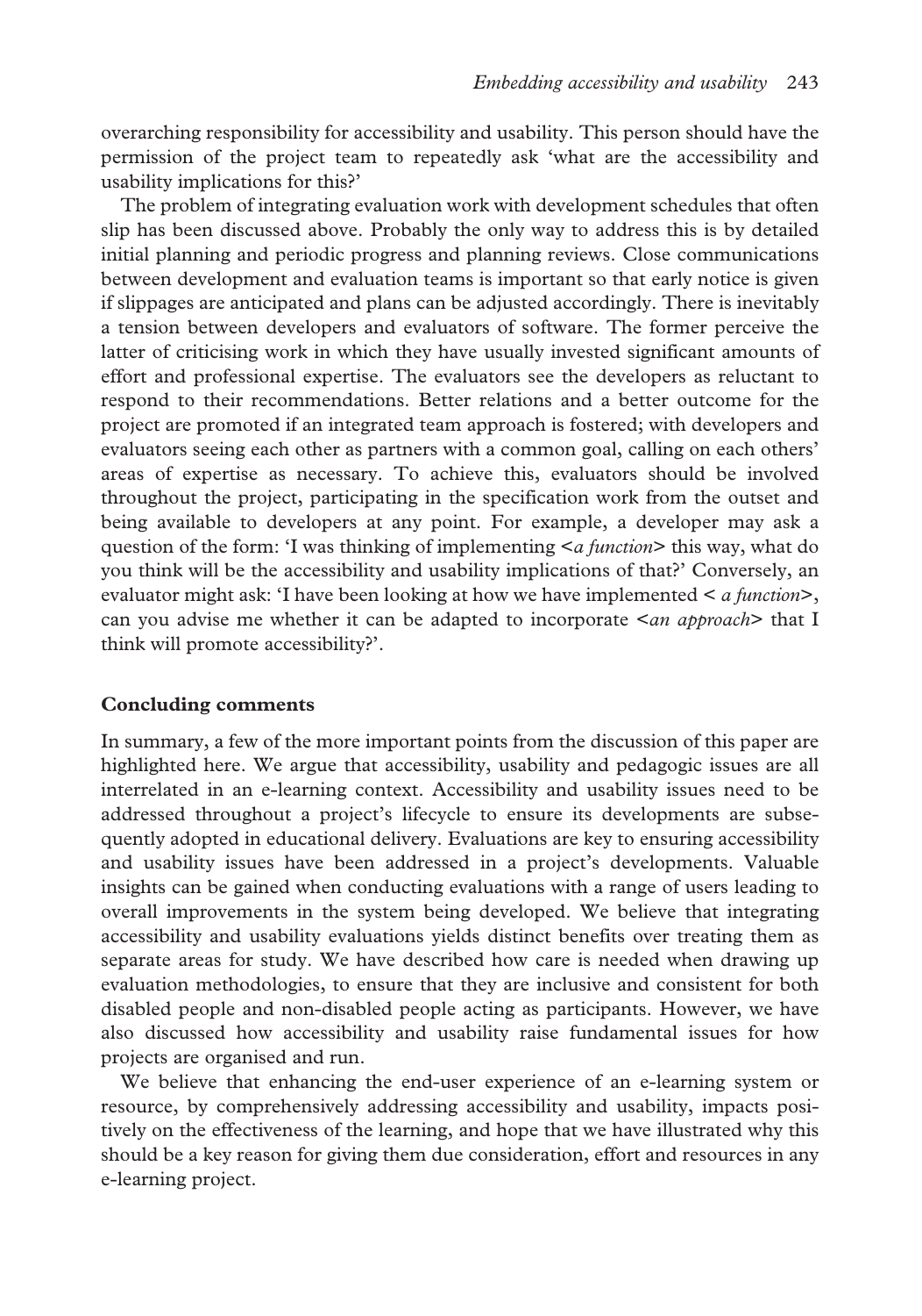overarching responsibility for accessibility and usability. This person should have the permission of the project team to repeatedly ask 'what are the accessibility and usability implications for this?'

The problem of integrating evaluation work with development schedules that often slip has been discussed above. Probably the only way to address this is by detailed initial planning and periodic progress and planning reviews. Close communications between development and evaluation teams is important so that early notice is given if slippages are anticipated and plans can be adjusted accordingly. There is inevitably a tension between developers and evaluators of software. The former perceive the latter of criticising work in which they have usually invested significant amounts of effort and professional expertise. The evaluators see the developers as reluctant to respond to their recommendations. Better relations and a better outcome for the project are promoted if an integrated team approach is fostered; with developers and evaluators seeing each other as partners with a common goal, calling on each others' areas of expertise as necessary. To achieve this, evaluators should be involved throughout the project, participating in the specification work from the outset and being available to developers at any point. For example, a developer may ask a question of the form: 'I was thinking of implementing <*a function*> this way, what do you think will be the accessibility and usability implications of that?' Conversely, an evaluator might ask: 'I have been looking at how we have implemented < *a function*>, can you advise me whether it can be adapted to incorporate <*an approach*> that I think will promote accessibility?'.

## Concluding comments

In summary, a few of the more important points from the discussion of this paper are highlighted here. We argue that accessibility, usability and pedagogic issues are all interrelated in an e-learning context. Accessibility and usability issues need to be addressed throughout a project's lifecycle to ensure its developments are subsequently adopted in educational delivery. Evaluations are key to ensuring accessibility and usability issues have been addressed in a project's developments. Valuable insights can be gained when conducting evaluations with a range of users leading to overall improvements in the system being developed. We believe that integrating accessibility and usability evaluations yields distinct benefits over treating them as separate areas for study. We have described how care is needed when drawing up evaluation methodologies, to ensure that they are inclusive and consistent for both disabled people and non-disabled people acting as participants. However, we have also discussed how accessibility and usability raise fundamental issues for how projects are organised and run.

We believe that enhancing the end-user experience of an e-learning system or resource, by comprehensively addressing accessibility and usability, impacts positively on the effectiveness of the learning, and hope that we have illustrated why this should be a key reason for giving them due consideration, effort and resources in any e-learning project.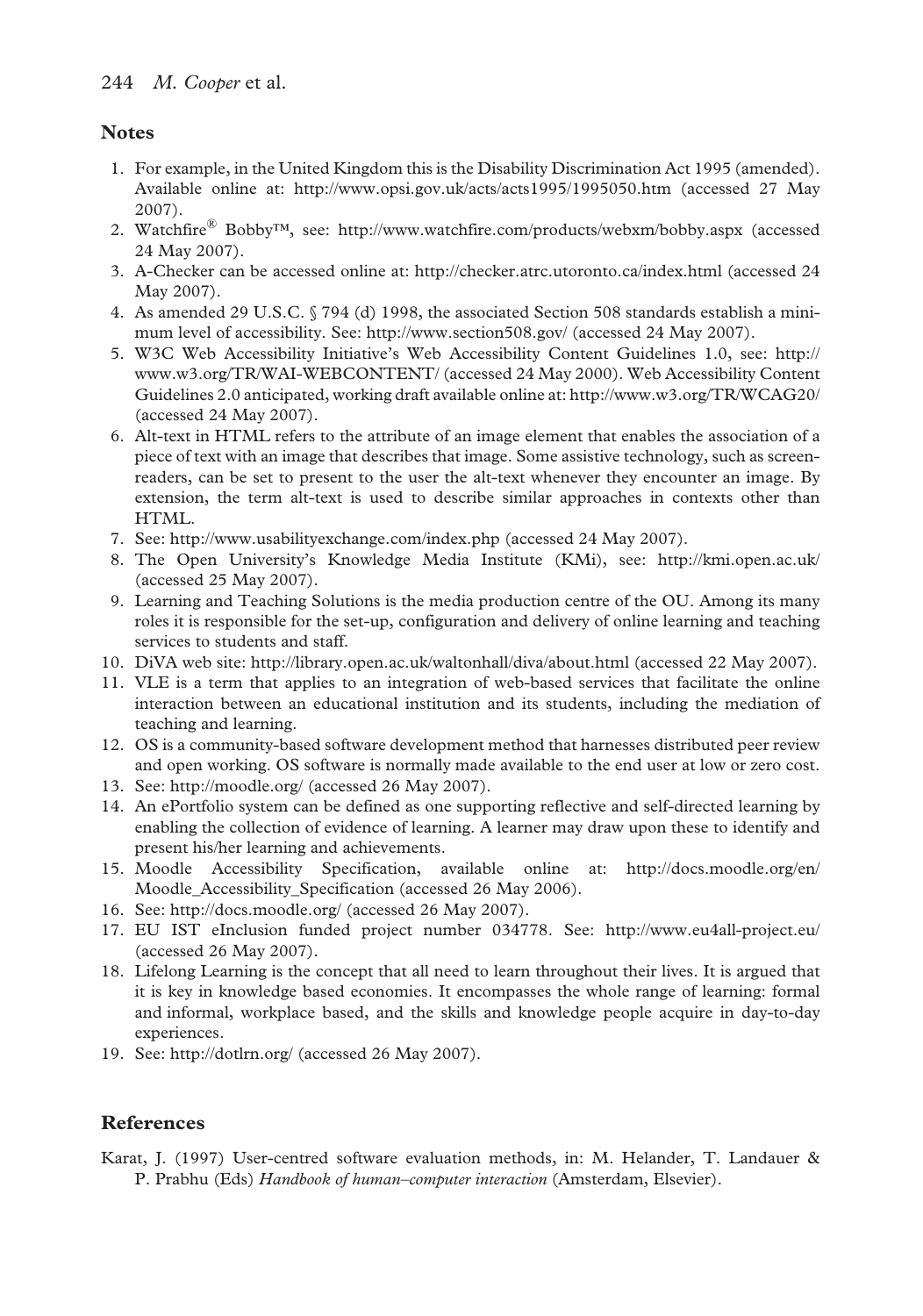## Notes

1. For example, in the United Kingdom this is the Disability Discrimination Act 1995 (amended). Available online at: http://www.opsi.gov.uk/acts/acts1995/1995050.htm (accessed 27 May 2007).
2. Watchfire® Bobby™, see: http://www.watchfire.com/products/webxm/bobby.aspx (accessed 24 May 2007).
3. A-Checker can be accessed online at: http://checker.atrc.utoronto.ca/index.html (accessed 24 May 2007).
4. As amended 29 U.S.C. § 794 (d) 1998, the associated Section 508 standards establish a minimum level of accessibility. See: http://www.section508.gov/ (accessed 24 May 2007).
5. W3C Web Accessibility Initiative's Web Accessibility Content Guidelines 1.0, see: http://www.w3.org/TR/WAI-WEBCONTENT/ (accessed 24 May 2000). Web Accessibility Content Guidelines 2.0 anticipated, working draft available online at: http://www.w3.org/TR/WCAG20/ (accessed 24 May 2007).
6. Alt-text in HTML refers to the attribute of an image element that enables the association of a piece of text with an image that describes that image. Some assistive technology, such as screen-readers, can be set to present to the user the alt-text whenever they encounter an image. By extension, the term alt-text is used to describe similar approaches in contexts other than HTML.
7. See: http://www.usabilityexchange.com/index.php (accessed 24 May 2007).
8. The Open University's Knowledge Media Institute (KMi), see: http://kmi.open.ac.uk/ (accessed 25 May 2007).
9. Learning and Teaching Solutions is the media production centre of the OU. Among its many roles it is responsible for the set-up, configuration and delivery of online learning and teaching services to students and staff.
10. DiVA web site: http://library.open.ac.uk/waltonhall/diva/about.html (accessed 22 May 2007).
11. VLE is a term that applies to an integration of web-based services that facilitate the online interaction between an educational institution and its students, including the mediation of teaching and learning.
12. OS is a community-based software development method that harnesses distributed peer review and open working. OS software is normally made available to the end user at low or zero cost.
13. See: http://moodle.org/ (accessed 26 May 2007).
14. An ePortfolio system can be defined as one supporting reflective and self-directed learning by enabling the collection of evidence of learning. A learner may draw upon these to identify and present his/her learning and achievements.
15. Moodle Accessibility Specification, available online at: http://docs.moodle.org/en/Moodle_Accessibility_Specification (accessed 26 May 2006).
16. See: http://docs.moodle.org/ (accessed 26 May 2007).
17. EU IST eInclusion funded project number 034778. See: http://www.eu4all-project.eu/ (accessed 26 May 2007).
18. Lifelong Learning is the concept that all need to learn throughout their lives. It is argued that it is key in knowledge based economies. It encompasses the whole range of learning: formal and informal, workplace based, and the skills and knowledge people acquire in day-to-day experiences.
19. See: http://dotlrn.org/ (accessed 26 May 2007).

## References

Karat, J. (1997) User-centred software evaluation methods, in: M. Helander, T. Landauer & P. Prabhu (Eds) *Handbook of human–computer interaction* (Amsterdam, Elsevier).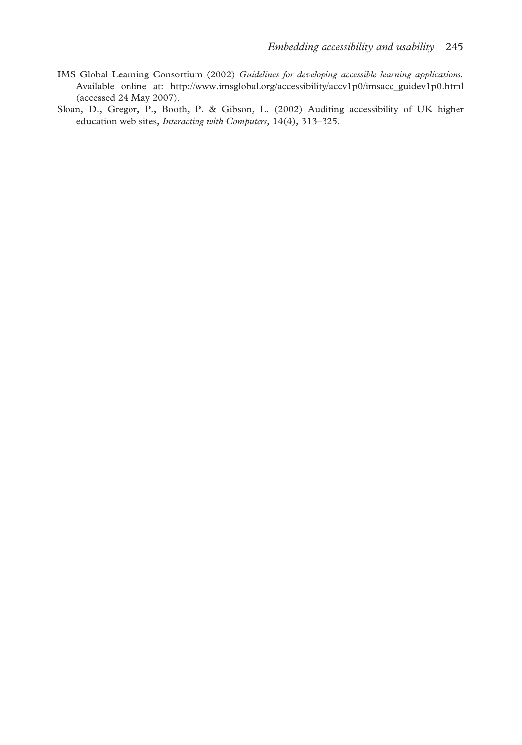IMS Global Learning Consortium (2002) *Guidelines for developing accessible learning applications.* Available online at: http://www.imsglobal.org/accessibility/accv1p0/imsacc_guidev1p0.html (accessed 24 May 2007).

Sloan, D., Gregor, P., Booth, P. & Gibson, L. (2002) Auditing accessibility of UK higher education web sites, *Interacting with Computers,* 14(4), 313–325.